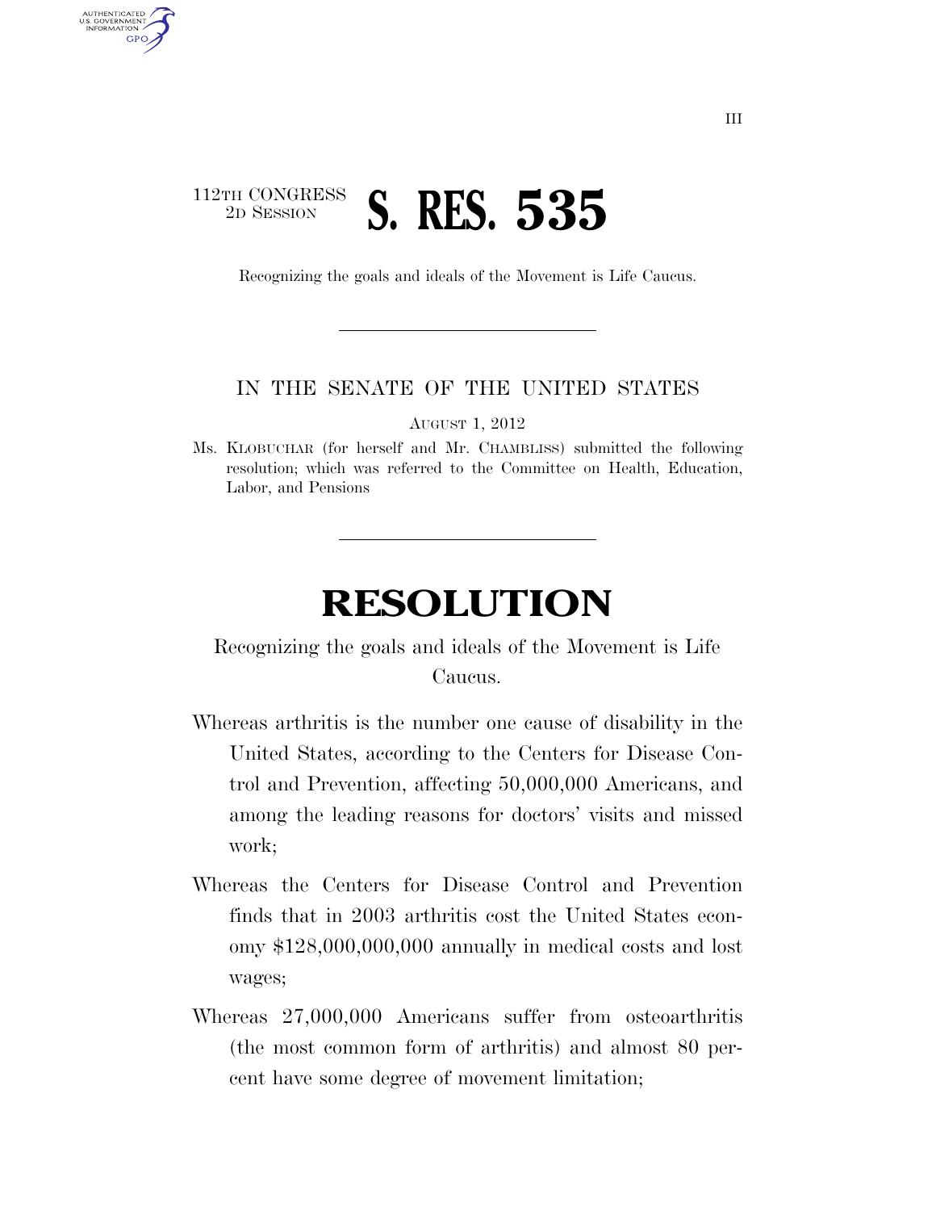112TH CONGRESS
2D SESSION

# S. RES. 535

Recognizing the goals and ideals of the Movement is Life Caucus.

IN THE SENATE OF THE UNITED STATES

AUGUST 1, 2012

Ms. KLOBUCHAR (for herself and Mr. CHAMBLISS) submitted the following resolution; which was referred to the Committee on Health, Education, Labor, and Pensions

# RESOLUTION

Recognizing the goals and ideals of the Movement is Life Caucus.

Whereas arthritis is the number one cause of disability in the United States, according to the Centers for Disease Control and Prevention, affecting 50,000,000 Americans, and among the leading reasons for doctors' visits and missed work;

Whereas the Centers for Disease Control and Prevention finds that in 2003 arthritis cost the United States economy $128,000,000,000 annually in medical costs and lost wages;

Whereas 27,000,000 Americans suffer from osteoarthritis (the most common form of arthritis) and almost 80 percent have some degree of movement limitation;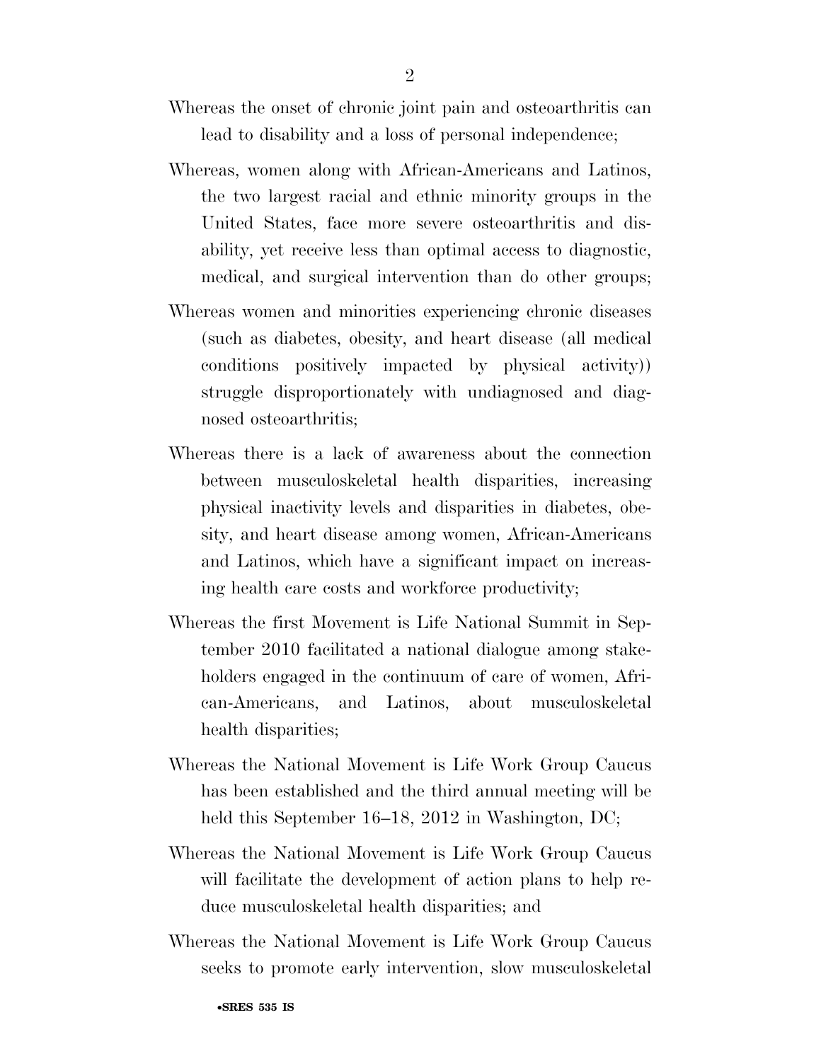Whereas the onset of chronic joint pain and osteoarthritis can lead to disability and a loss of personal independence;

Whereas, women along with African-Americans and Latinos, the two largest racial and ethnic minority groups in the United States, face more severe osteoarthritis and disability, yet receive less than optimal access to diagnostic, medical, and surgical intervention than do other groups;

Whereas women and minorities experiencing chronic diseases (such as diabetes, obesity, and heart disease (all medical conditions positively impacted by physical activity)) struggle disproportionately with undiagnosed and diagnosed osteoarthritis;

Whereas there is a lack of awareness about the connection between musculoskeletal health disparities, increasing physical inactivity levels and disparities in diabetes, obesity, and heart disease among women, African-Americans and Latinos, which have a significant impact on increasing health care costs and workforce productivity;

Whereas the first Movement is Life National Summit in September 2010 facilitated a national dialogue among stakeholders engaged in the continuum of care of women, African-Americans, and Latinos, about musculoskeletal health disparities;

Whereas the National Movement is Life Work Group Caucus has been established and the third annual meeting will be held this September 16–18, 2012 in Washington, DC;

Whereas the National Movement is Life Work Group Caucus will facilitate the development of action plans to help reduce musculoskeletal health disparities; and

Whereas the National Movement is Life Work Group Caucus seeks to promote early intervention, slow musculoskeletal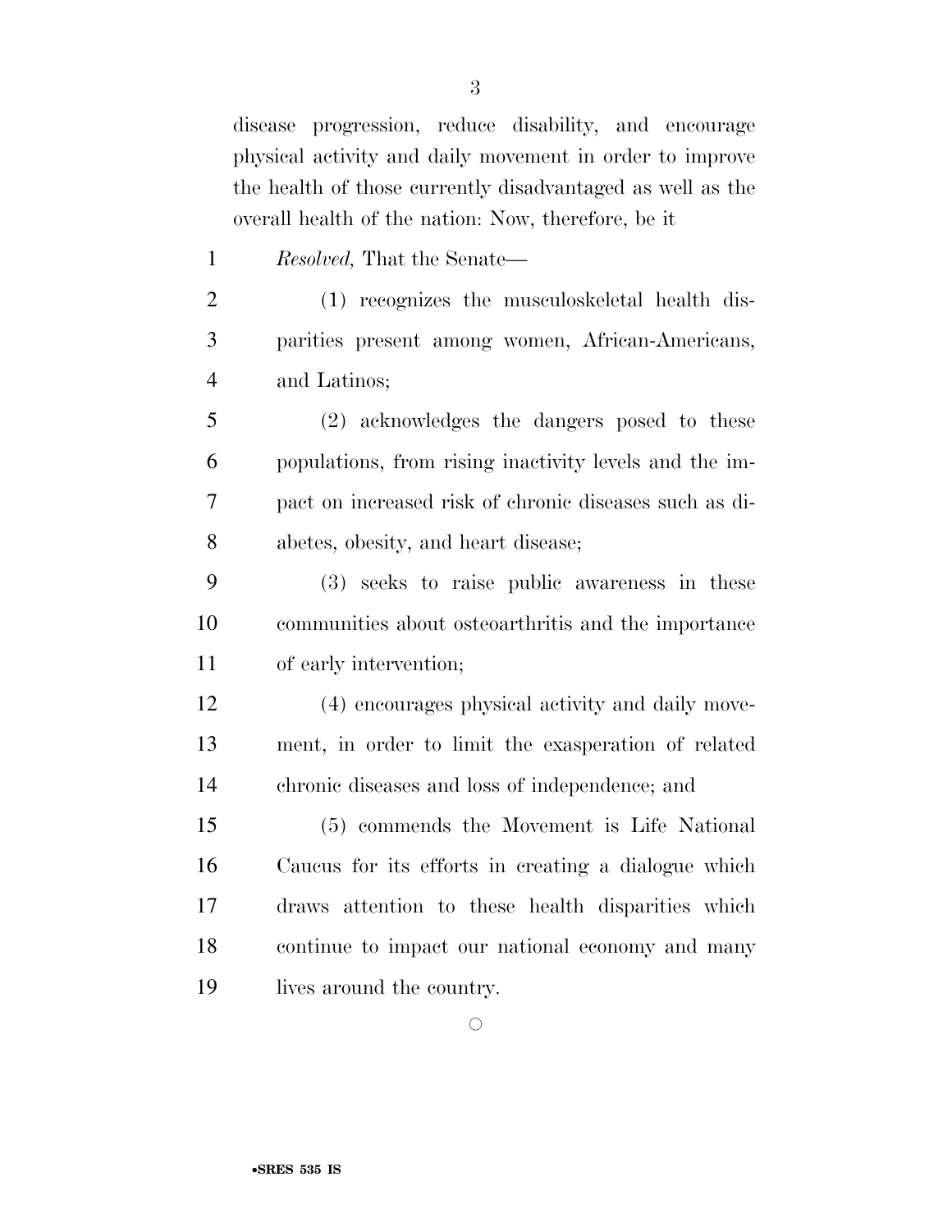disease progression, reduce disability, and encourage physical activity and daily movement in order to improve the health of those currently disadvantaged as well as the overall health of the nation: Now, therefore, be it

*Resolved,* That the Senate—

(1) recognizes the musculoskeletal health disparities present among women, African-Americans, and Latinos;

(2) acknowledges the dangers posed to these populations, from rising inactivity levels and the impact on increased risk of chronic diseases such as diabetes, obesity, and heart disease;

(3) seeks to raise public awareness in these communities about osteoarthritis and the importance of early intervention;

(4) encourages physical activity and daily movement, in order to limit the exasperation of related chronic diseases and loss of independence; and

(5) commends the Movement is Life National Caucus for its efforts in creating a dialogue which draws attention to these health disparities which continue to impact our national economy and many lives around the country.

○